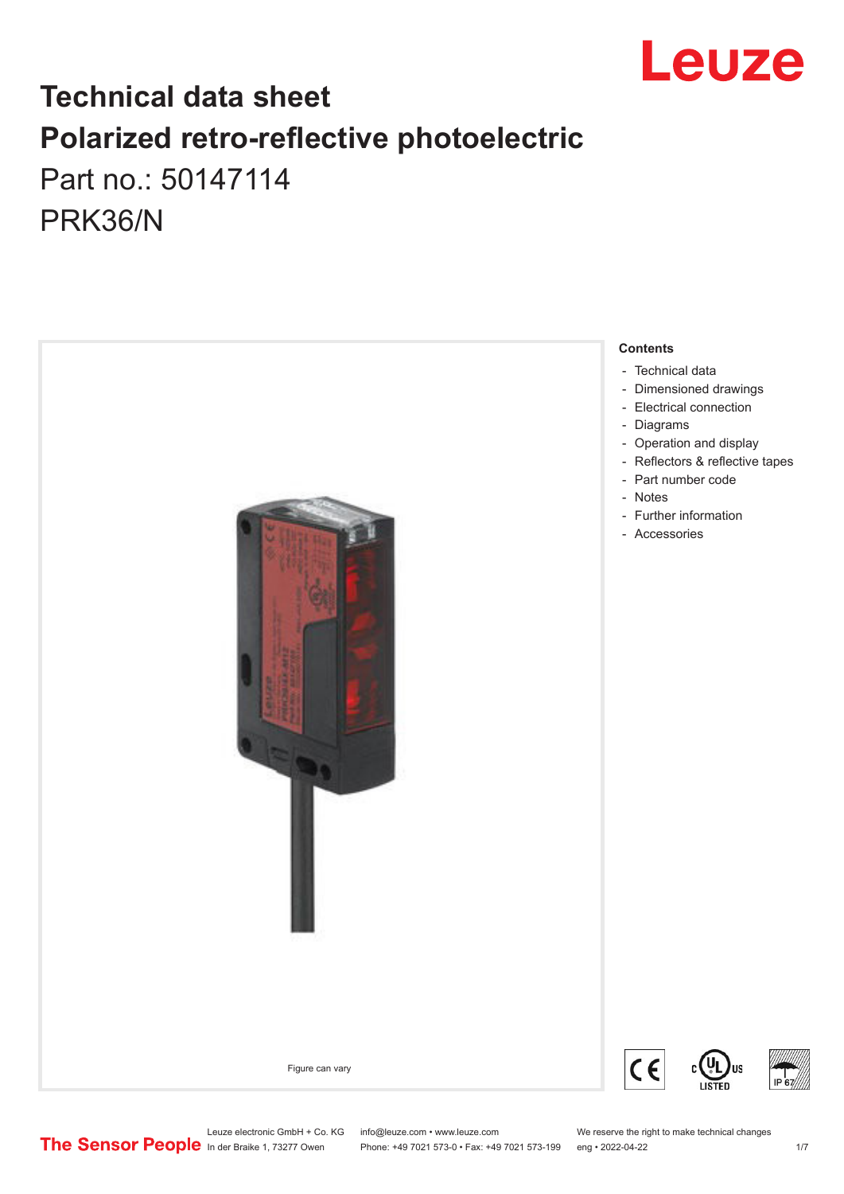# Technical data sheet

# Polarized retro-reflective photoelectric

Part no.: 50147114

PRK36/N

Figure can vary

**Contents**

- Technical data
- Dimensioned drawings
- Electrical connection
- Diagrams
- Operation and display
- Reflectors & reflective tapes
- Part number code
- Notes
- Further information
- Accessories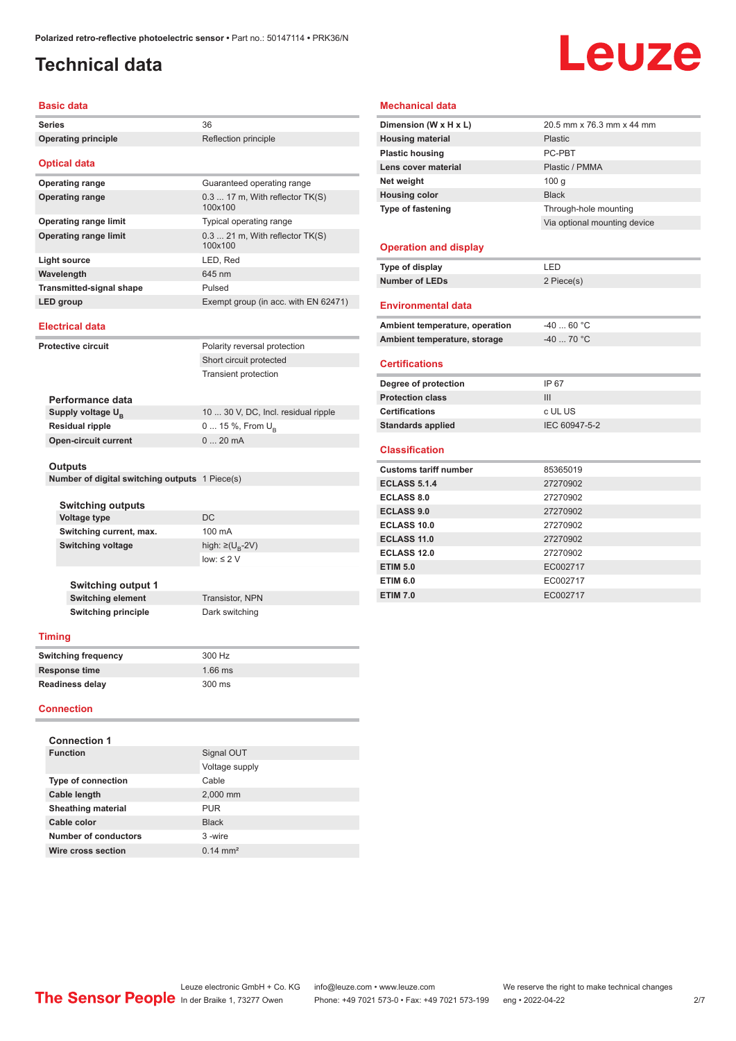# Technical data

## Basic data

| | |
|---|---|
| Series | 36 |
| Operating principle | Reflection principle |

## Optical data

| | |
|---|---|
| Operating range | Guaranteed operating range |
| Operating range | 0.3 ... 17 m, With reflector TK(S) 100x100 |
| Operating range limit | Typical operating range |
| Operating range limit | 0.3 ... 21 m, With reflector TK(S) 100x100 |
| Light source | LED, Red |
| Wavelength | 645 nm |
| Transmitted-signal shape | Pulsed |
| LED group | Exempt group (in acc. with EN 62471) |

## Electrical data

| | |
|---|---|
| Protective circuit | Polarity reversal protection |
| | Short circuit protected |
| | Transient protection |

### Performance data

| | |
|---|---|
| Supply voltage $U_B$ | 10 ... 30 V, DC, Incl. residual ripple |
| Residual ripple | 0 ... 15 %, From $U_B$ |
| Open-circuit current | 0 ... 20 mA |

### Outputs

| | |
|---|---|
| Number of digital switching outputs | 1 Piece(s) |

### Switching outputs

| | |
|---|---|
| Voltage type | DC |
| Switching current, max. | 100 mA |
| Switching voltage | high: ≥($U_B$-2V) |
| | low: ≤ 2 V |

### Switching output 1

| | |
|---|---|
| Switching element | Transistor, NPN |
| Switching principle | Dark switching |

## Timing

| | |
|---|---|
| Switching frequency | 300 Hz |
| Response time | 1.66 ms |
| Readiness delay | 300 ms |

## Connection

### Connection 1

| | |
|---|---|
| Function | Signal OUT |
| | Voltage supply |
| Type of connection | Cable |
| Cable length | 2,000 mm |
| Sheathing material | PUR |
| Cable color | Black |
| Number of conductors | 3 -wire |
| Wire cross section | 0.14 mm² |

## Mechanical data

| | |
|---|---|
| Dimension (W x H x L) | 20.5 mm x 76.3 mm x 44 mm |
| Housing material | Plastic |
| Plastic housing | PC-PBT |
| Lens cover material | Plastic / PMMA |
| Net weight | 100 g |
| Housing color | Black |
| Type of fastening | Through-hole mounting |
| | Via optional mounting device |

## Operation and display

| | |
|---|---|
| Type of display | LED |
| Number of LEDs | 2 Piece(s) |

## Environmental data

| | |
|---|---|
| Ambient temperature, operation | -40 ... 60 °C |
| Ambient temperature, storage | -40 ... 70 °C |

## Certifications

| | |
|---|---|
| Degree of protection | IP 67 |
| Protection class | III |
| Certifications | c UL US |
| Standards applied | IEC 60947-5-2 |

## Classification

| | |
|---|---|
| Customs tariff number | 85365019 |
| ECLASS 5.1.4 | 27270902 |
| ECLASS 8.0 | 27270902 |
| ECLASS 9.0 | 27270902 |
| ECLASS 10.0 | 27270902 |
| ECLASS 11.0 | 27270902 |
| ECLASS 12.0 | 27270902 |
| ETIM 5.0 | EC002717 |
| ETIM 6.0 | EC002717 |
| ETIM 7.0 | EC002717 |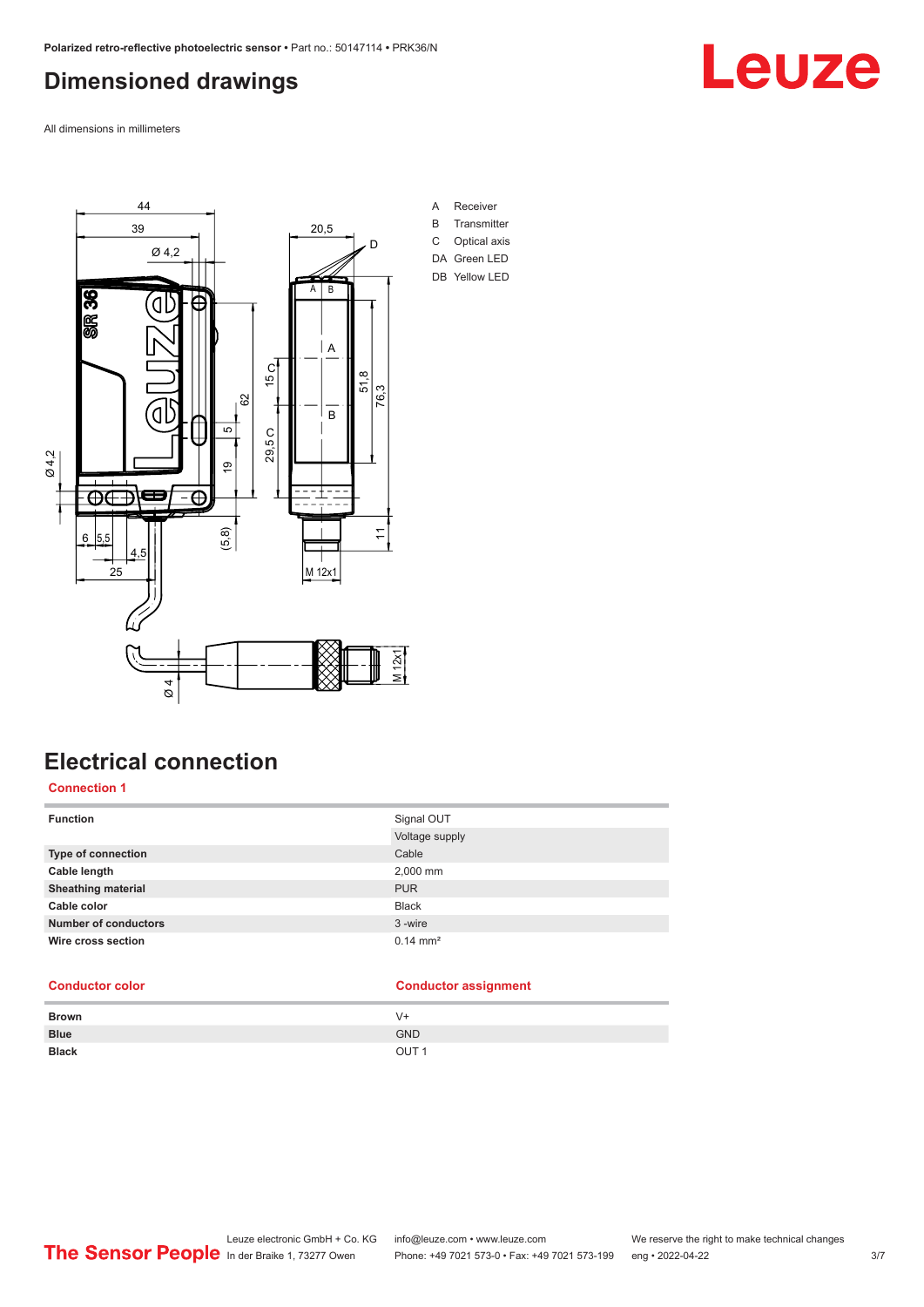## Dimensioned drawings

All dimensions in millimeters

A Receiver
B Transmitter
C Optical axis
DA Green LED
DB Yellow LED

## Electrical connection

### Connection 1

| Function | Signal OUT |
|---|---|
| | Voltage supply |
| Type of connection | Cable |
| Cable length | 2,000 mm |
| Sheathing material | PUR |
| Cable color | Black |
| Number of conductors | 3 -wire |
| Wire cross section | 0.14 mm² |

| Conductor color | Conductor assignment |
|---|---|
| Brown | V+ |
| Blue | GND |
| Black | OUT 1 |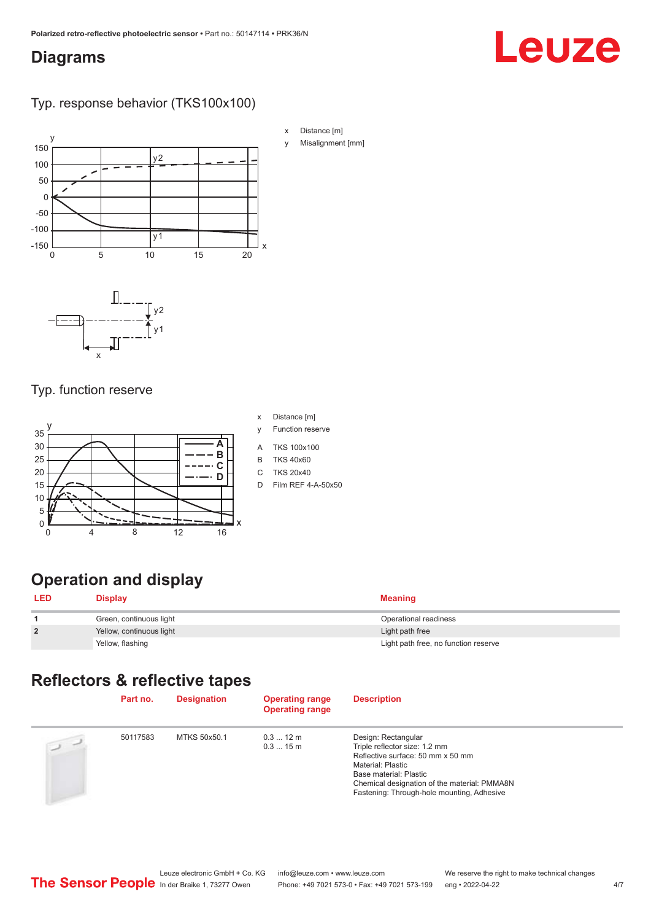## Diagrams

### Typ. response behavior (TKS100x100)

x Distance [m]

y Misalignment [mm]

### Typ. function reserve

x Distance [m]

y Function reserve

A TKS 100x100

B TKS 40x60

C TKS 20x40

D Film REF 4-A-50x50

## Operation and display

| LED | Display | Meaning |
|---|---|---|
| 1 | Green, continuous light | Operational readiness |
| 2 | Yellow, continuous light | Light path free |
| | Yellow, flashing | Light path free, no function reserve |

## Reflectors & reflective tapes

| | Part no. | Designation | Operating range<br>Operating range | Description |
|---|---|---|---|---|
| | 50117583 | MTKS 50x50.1 | 0.3 ... 12 m<br>0.3 ... 15 m | Design: Rectangular<br>Triple reflector size: 1.2 mm<br>Reflective surface: 50 mm x 50 mm<br>Material: Plastic<br>Base material: Plastic<br>Chemical designation of the material: PMMA8N<br>Fastening: Through-hole mounting, Adhesive |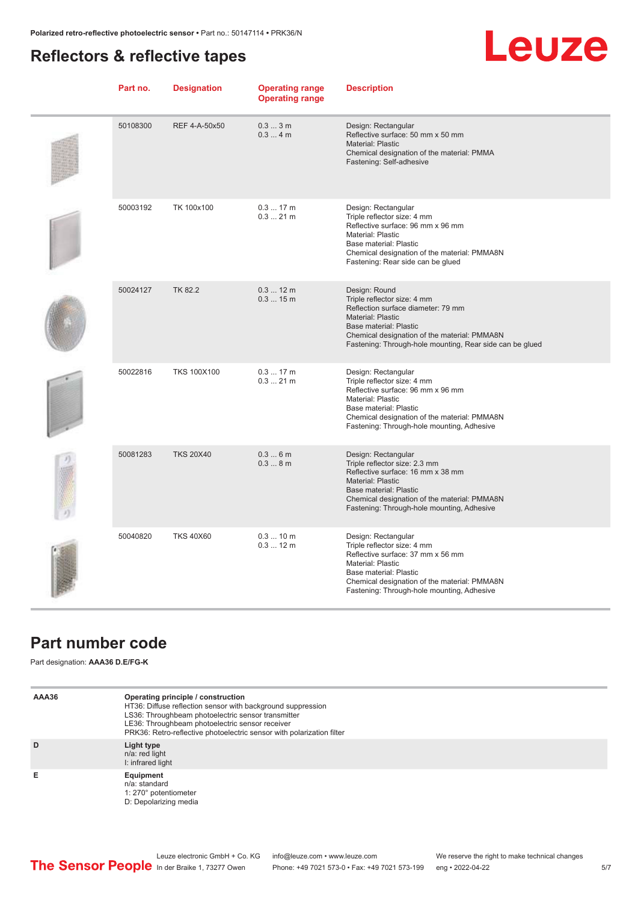## Reflectors & reflective tapes

| Part no. | Designation | Operating range<br>Operating range | Description |
|---|---|---|---|
| 50108300 | REF 4-A-50x50 | 0.3 ... 3 m<br>0.3 ... 4 m | Design: Rectangular<br>Reflective surface: 50 mm x 50 mm<br>Material: Plastic<br>Chemical designation of the material: PMMA<br>Fastening: Self-adhesive |
| 50003192 | TK 100x100 | 0.3 ... 17 m<br>0.3 ... 21 m | Design: Rectangular<br>Triple reflector size: 4 mm<br>Reflective surface: 96 mm x 96 mm<br>Material: Plastic<br>Base material: Plastic<br>Chemical designation of the material: PMMA8N<br>Fastening: Rear side can be glued |
| 50024127 | TK 82.2 | 0.3 ... 12 m<br>0.3 ... 15 m | Design: Round<br>Triple reflector size: 4 mm<br>Reflection surface diameter: 79 mm<br>Material: Plastic<br>Base material: Plastic<br>Chemical designation of the material: PMMA8N<br>Fastening: Through-hole mounting, Rear side can be glued |
| 50022816 | TKS 100X100 | 0.3 ... 17 m<br>0.3 ... 21 m | Design: Rectangular<br>Triple reflector size: 4 mm<br>Reflective surface: 96 mm x 96 mm<br>Material: Plastic<br>Base material: Plastic<br>Chemical designation of the material: PMMA8N<br>Fastening: Through-hole mounting, Adhesive |
| 50081283 | TKS 20X40 | 0.3 ... 6 m<br>0.3 ... 8 m | Design: Rectangular<br>Triple reflector size: 2.3 mm<br>Reflective surface: 16 mm x 38 mm<br>Material: Plastic<br>Base material: Plastic<br>Chemical designation of the material: PMMA8N<br>Fastening: Through-hole mounting, Adhesive |
| 50040820 | TKS 40X60 | 0.3 ... 10 m<br>0.3 ... 12 m | Design: Rectangular<br>Triple reflector size: 4 mm<br>Reflective surface: 37 mm x 56 mm<br>Material: Plastic<br>Base material: Plastic<br>Chemical designation of the material: PMMA8N<br>Fastening: Through-hole mounting, Adhesive |

## Part number code

Part designation: **AAA36 D.E/FG-K**

| | |
|---|---|
| **AAA36** | **Operating principle / construction**<br>HT36: Diffuse reflection sensor with background suppression<br>LS36: Throughbeam photoelectric sensor transmitter<br>LE36: Throughbeam photoelectric sensor receiver<br>PRK36: Retro-reflective photoelectric sensor with polarization filter |
| **D** | **Light type**<br>n/a: red light<br>I: infrared light |
| **E** | **Equipment**<br>n/a: standard<br>1: 270° potentiometer<br>D: Depolarizing media |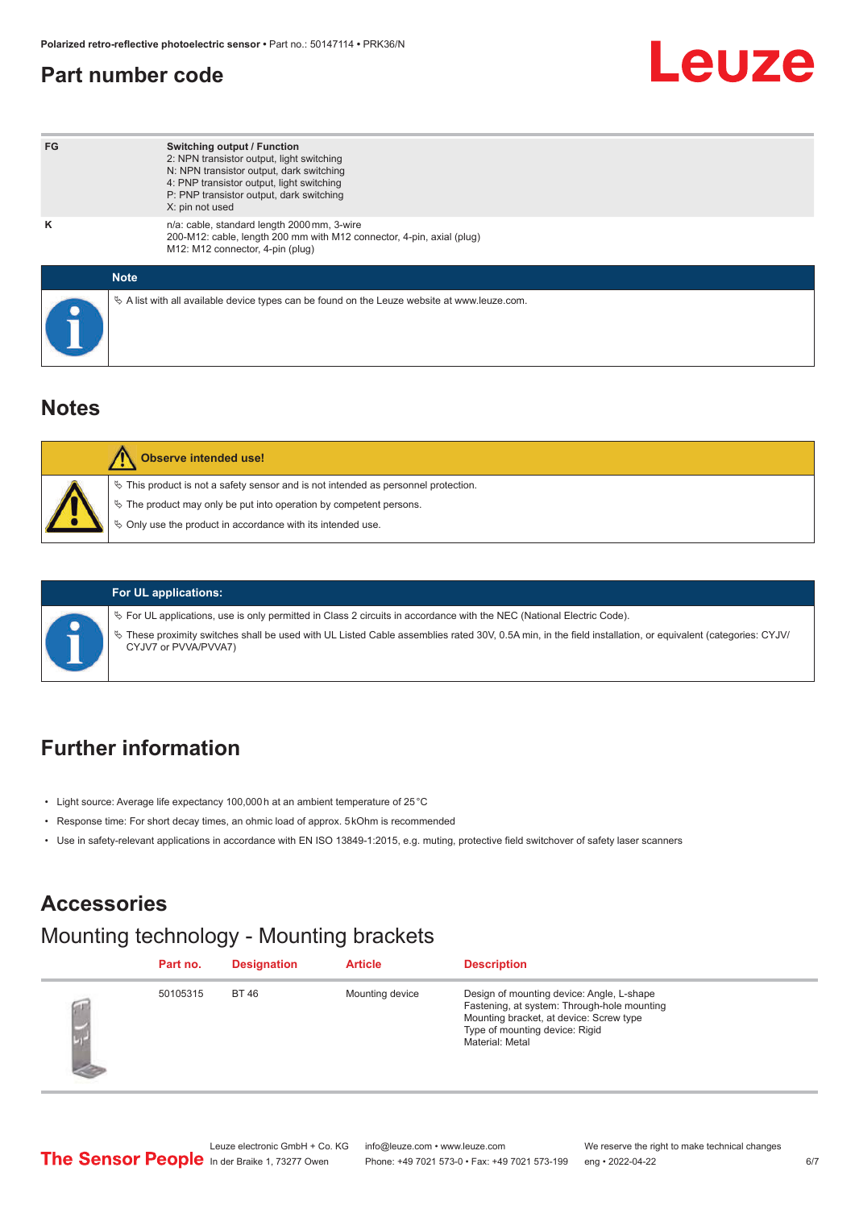## Part number code

| | |
|---|---|
| FG | **Switching output / Function**<br>2: NPN transistor output, light switching<br>N: NPN transistor output, dark switching<br>4: PNP transistor output, light switching<br>P: PNP transistor output, dark switching<br>X: pin not used |
| K | n/a: cable, standard length 2000 mm, 3-wire<br>200-M12: cable, length 200 mm with M12 connector, 4-pin, axial (plug)<br>M12: M12 connector, 4-pin (plug) |

**Note**

- A list with all available device types can be found on the Leuze website at www.leuze.com.

## Notes

**Observe intended use!**

- This product is not a safety sensor and is not intended as personnel protection.
- The product may only be put into operation by competent persons.
- Only use the product in accordance with its intended use.

**For UL applications:**

- For UL applications, use is only permitted in Class 2 circuits in accordance with the NEC (National Electric Code).
- These proximity switches shall be used with UL Listed Cable assemblies rated 30V, 0.5A min, in the field installation, or equivalent (categories: CYJV/CYJV7 or PVVA/PVVA7)

## Further information

- Light source: Average life expectancy 100,000 h at an ambient temperature of 25 °C
- Response time: For short decay times, an ohmic load of approx. 5 kOhm is recommended
- Use in safety-relevant applications in accordance with EN ISO 13849-1:2015, e.g. muting, protective field switchover of safety laser scanners

## Accessories

### Mounting technology - Mounting brackets

| Part no. | Designation | Article | Description |
|---|---|---|---|
| 50105315 | BT 46 | Mounting device | Design of mounting device: Angle, L-shape<br>Fastening, at system: Through-hole mounting<br>Mounting bracket, at device: Screw type<br>Type of mounting device: Rigid<br>Material: Metal |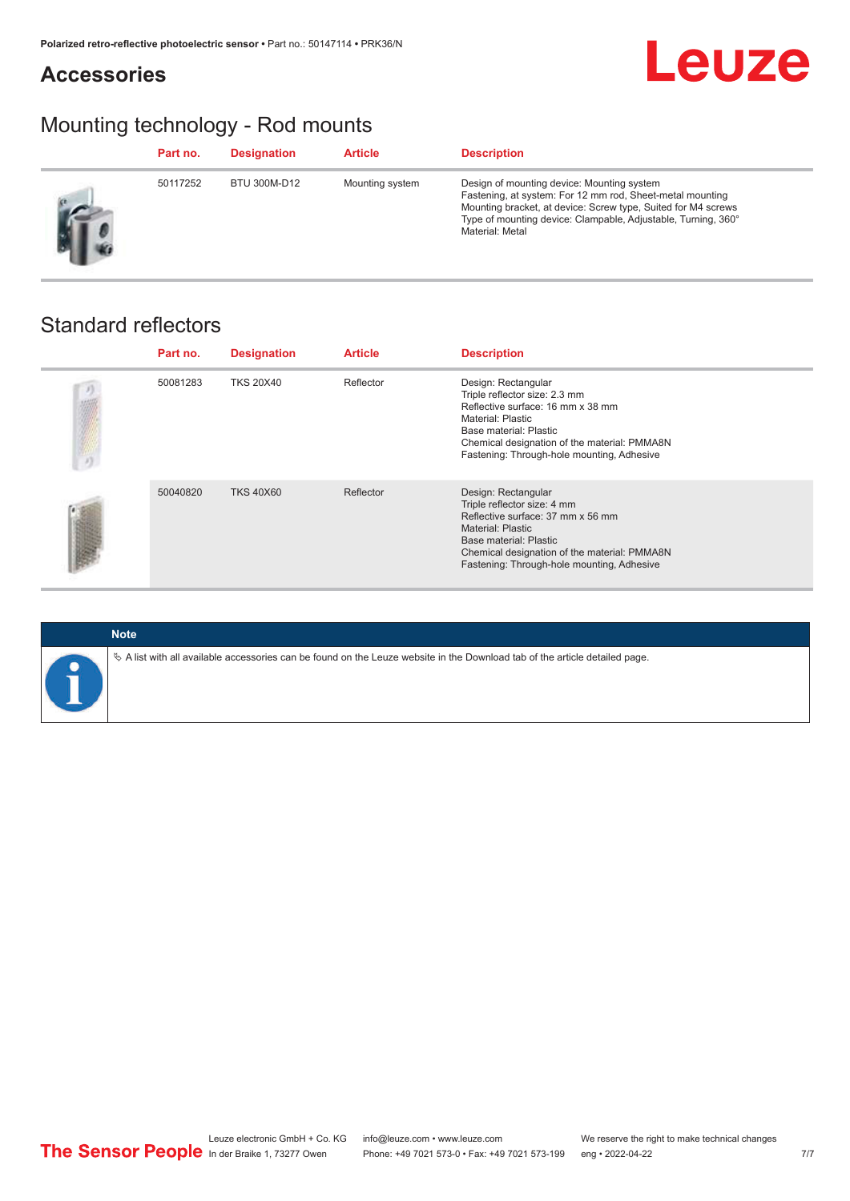## Accessories

# Mounting technology - Rod mounts

| | Part no. | Designation | Article | Description |
|---|---|---|---|---|
| | 50117252 | BTU 300M-D12 | Mounting system | Design of mounting device: Mounting system<br>Fastening, at system: For 12 mm rod, Sheet-metal mounting bracket, at device: Screw type, Suited for M4 screws<br>Type of mounting device: Clampable, Adjustable, Turning, 360°<br>Material: Metal |

# Standard reflectors

| | Part no. | Designation | Article | Description |
|---|---|---|---|---|
| | 50081283 | TKS 20X40 | Reflector | Design: Rectangular<br>Triple reflector size: 2.3 mm<br>Reflective surface: 16 mm x 38 mm<br>Material: Plastic<br>Base material: Plastic<br>Chemical designation of the material: PMMA8N<br>Fastening: Through-hole mounting, Adhesive |
| | 50040820 | TKS 40X60 | Reflector | Design: Rectangular<br>Triple reflector size: 4 mm<br>Reflective surface: 37 mm x 56 mm<br>Material: Plastic<br>Base material: Plastic<br>Chemical designation of the material: PMMA8N<br>Fastening: Through-hole mounting, Adhesive |

**Note**

↳ A list with all available accessories can be found on the Leuze website in the Download tab of the article detailed page.